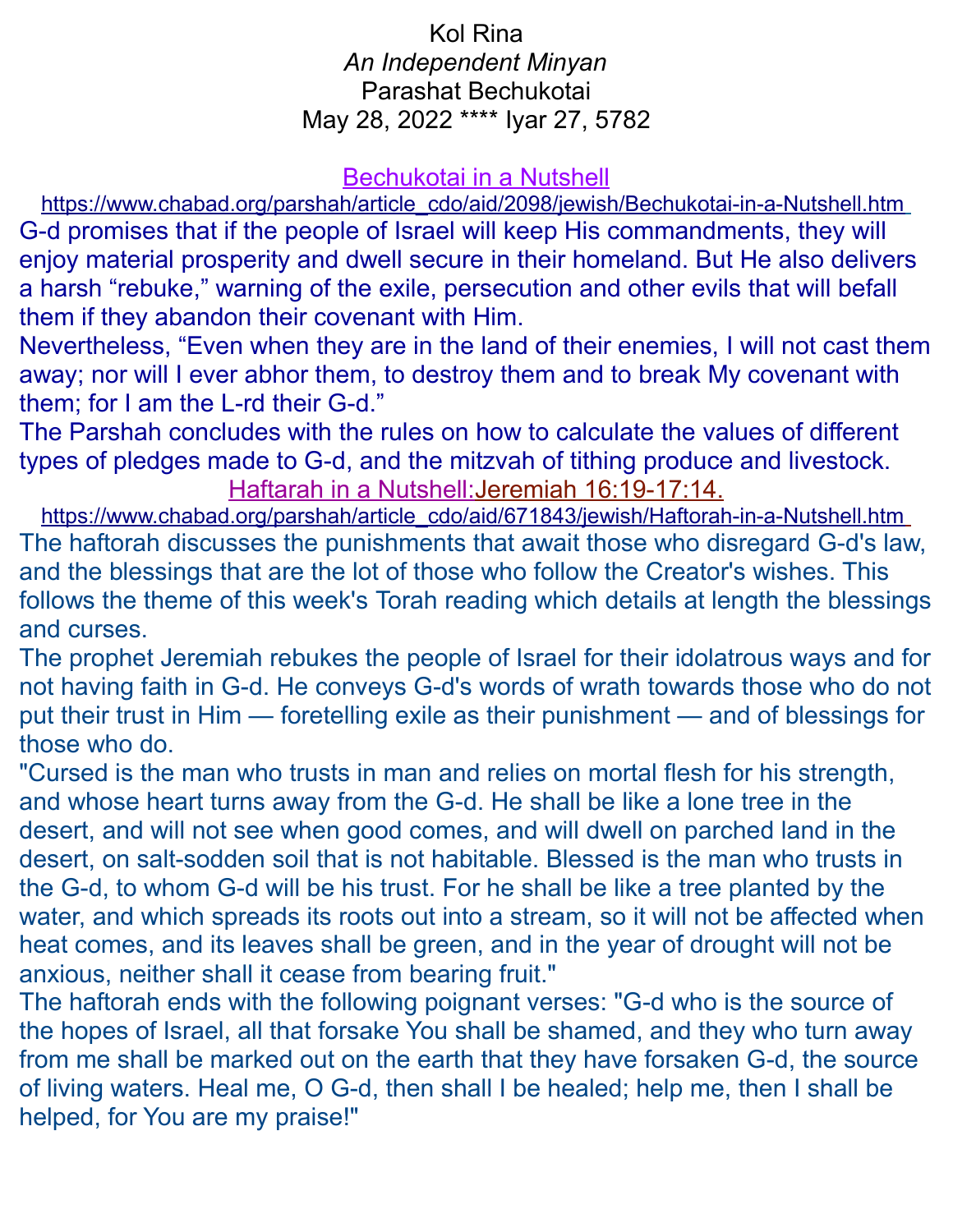# Kol Rina

*An Independent Minyan*

Parashat Bechukotai

May 28, 2022 **** Iyar 27, 5782

## Bechukotai in a Nutshell

https://www.chabad.org/parshah/article_cdo/aid/2098/jewish/Bechukotai-in-a-Nutshell.htm

G-d promises that if the people of Israel will keep His commandments, they will enjoy material prosperity and dwell secure in their homeland. But He also delivers a harsh "rebuke," warning of the exile, persecution and other evils that will befall them if they abandon their covenant with Him.

Nevertheless, "Even when they are in the land of their enemies, I will not cast them away; nor will I ever abhor them, to destroy them and to break My covenant with them; for I am the L-rd their G-d."

The Parshah concludes with the rules on how to calculate the values of different types of pledges made to G-d, and the mitzvah of tithing produce and livestock.

## Haftarah in a Nutshell:Jeremiah 16:19-17:14.

https://www.chabad.org/parshah/article_cdo/aid/671843/jewish/Haftorah-in-a-Nutshell.htm

The haftorah discusses the punishments that await those who disregard G-d's law, and the blessings that are the lot of those who follow the Creator's wishes. This follows the theme of this week's Torah reading which details at length the blessings and curses.

The prophet Jeremiah rebukes the people of Israel for their idolatrous ways and for not having faith in G-d. He conveys G-d's words of wrath towards those who do not put their trust in Him — foretelling exile as their punishment — and of blessings for those who do.

"Cursed is the man who trusts in man and relies on mortal flesh for his strength, and whose heart turns away from the G-d. He shall be like a lone tree in the desert, and will not see when good comes, and will dwell on parched land in the desert, on salt-sodden soil that is not habitable. Blessed is the man who trusts in the G-d, to whom G-d will be his trust. For he shall be like a tree planted by the water, and which spreads its roots out into a stream, so it will not be affected when heat comes, and its leaves shall be green, and in the year of drought will not be anxious, neither shall it cease from bearing fruit."

The haftorah ends with the following poignant verses: "G-d who is the source of the hopes of Israel, all that forsake You shall be shamed, and they who turn away from me shall be marked out on the earth that they have forsaken G-d, the source of living waters. Heal me, O G-d, then shall I be healed; help me, then I shall be helped, for You are my praise!"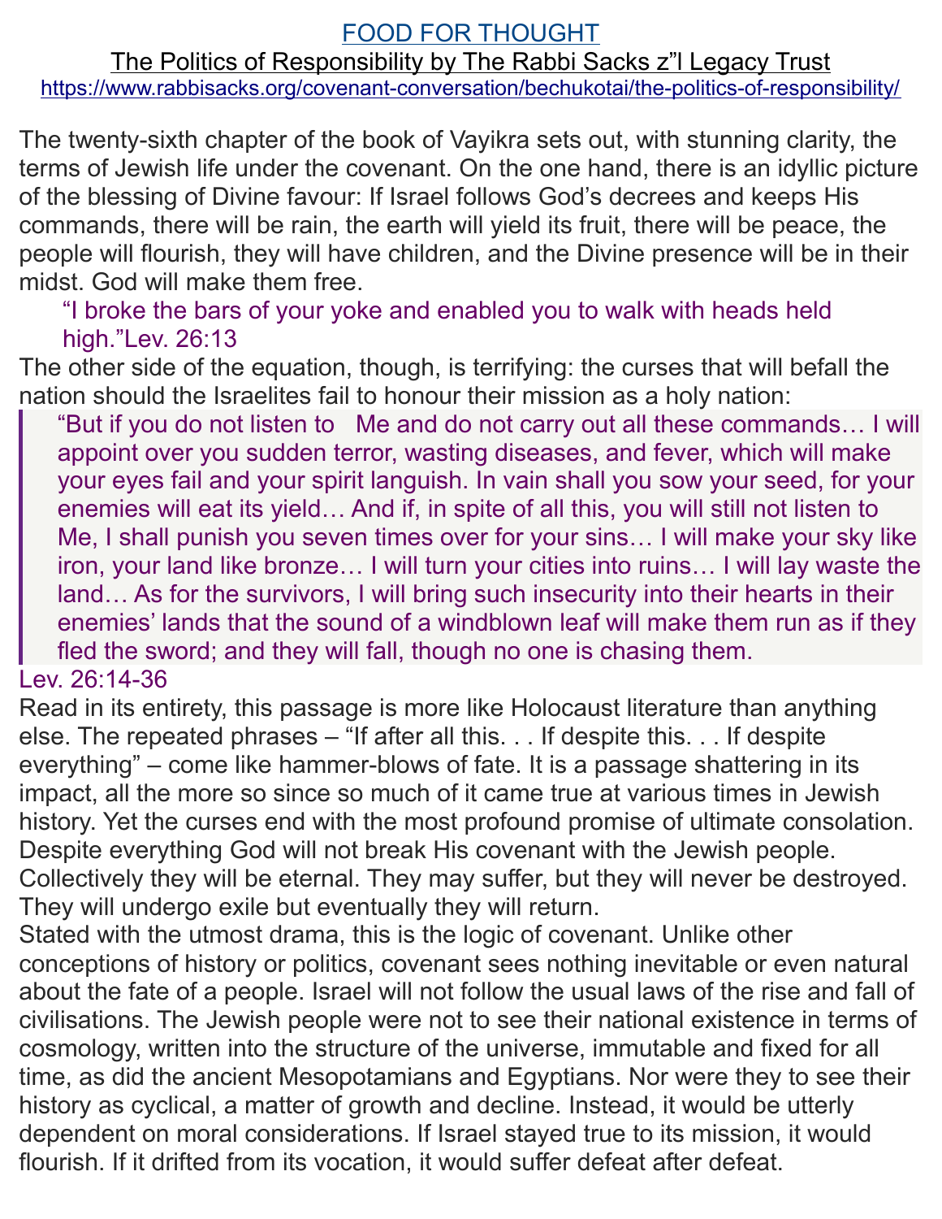# FOOD FOR THOUGHT

## The Politics of Responsibility by The Rabbi Sacks z"l Legacy Trust

https://www.rabbisacks.org/covenant-conversation/bechukotai/the-politics-of-responsibility/

The twenty-sixth chapter of the book of Vayikra sets out, with stunning clarity, the terms of Jewish life under the covenant. On the one hand, there is an idyllic picture of the blessing of Divine favour: If Israel follows God's decrees and keeps His commands, there will be rain, the earth will yield its fruit, there will be peace, the people will flourish, they will have children, and the Divine presence will be in their midst. God will make them free.

> "I broke the bars of your yoke and enabled you to walk with heads held high."Lev. 26:13

The other side of the equation, though, is terrifying: the curses that will befall the nation should the Israelites fail to honour their mission as a holy nation:

> "But if you do not listen to Me and do not carry out all these commands… I will appoint over you sudden terror, wasting diseases, and fever, which will make your eyes fail and your spirit languish. In vain shall you sow your seed, for your enemies will eat its yield… And if, in spite of all this, you will still not listen to Me, I shall punish you seven times over for your sins… I will make your sky like iron, your land like bronze… I will turn your cities into ruins… I will lay waste the land… As for the survivors, I will bring such insecurity into their hearts in their enemies' lands that the sound of a windblown leaf will make them run as if they fled the sword; and they will fall, though no one is chasing them.

Lev. 26:14-36

Read in its entirety, this passage is more like Holocaust literature than anything else. The repeated phrases – "If after all this. . . If despite this. . . If despite everything" – come like hammer-blows of fate. It is a passage shattering in its impact, all the more so since so much of it came true at various times in Jewish history. Yet the curses end with the most profound promise of ultimate consolation. Despite everything God will not break His covenant with the Jewish people. Collectively they will be eternal. They may suffer, but they will never be destroyed. They will undergo exile but eventually they will return.

Stated with the utmost drama, this is the logic of covenant. Unlike other conceptions of history or politics, covenant sees nothing inevitable or even natural about the fate of a people. Israel will not follow the usual laws of the rise and fall of civilisations. The Jewish people were not to see their national existence in terms of cosmology, written into the structure of the universe, immutable and fixed for all time, as did the ancient Mesopotamians and Egyptians. Nor were they to see their history as cyclical, a matter of growth and decline. Instead, it would be utterly dependent on moral considerations. If Israel stayed true to its mission, it would flourish. If it drifted from its vocation, it would suffer defeat after defeat.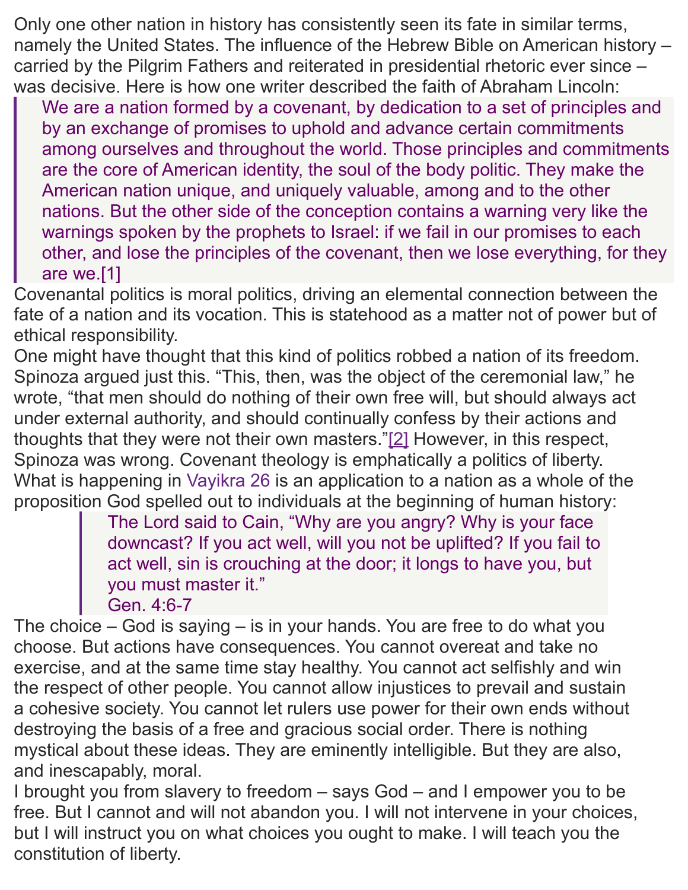Only one other nation in history has consistently seen its fate in similar terms, namely the United States. The influence of the Hebrew Bible on American history – carried by the Pilgrim Fathers and reiterated in presidential rhetoric ever since – was decisive. Here is how one writer described the faith of Abraham Lincoln:

> We are a nation formed by a covenant, by dedication to a set of principles and by an exchange of promises to uphold and advance certain commitments among ourselves and throughout the world. Those principles and commitments are the core of American identity, the soul of the body politic. They make the American nation unique, and uniquely valuable, among and to the other nations. But the other side of the conception contains a warning very like the warnings spoken by the prophets to Israel: if we fail in our promises to each other, and lose the principles of the covenant, then we lose everything, for they are we.[1]

Covenantal politics is moral politics, driving an elemental connection between the fate of a nation and its vocation. This is statehood as a matter not of power but of ethical responsibility.

One might have thought that this kind of politics robbed a nation of its freedom. Spinoza argued just this. "This, then, was the object of the ceremonial law," he wrote, "that men should do nothing of their own free will, but should always act under external authority, and should continually confess by their actions and thoughts that they were not their own masters."[2] However, in this respect, Spinoza was wrong. Covenant theology is emphatically a politics of liberty. What is happening in Vayikra 26 is an application to a nation as a whole of the proposition God spelled out to individuals at the beginning of human history:

> The Lord said to Cain, "Why are you angry? Why is your face downcast? If you act well, will you not be uplifted? If you fail to act well, sin is crouching at the door; it longs to have you, but you must master it."
> Gen. 4:6-7

The choice – God is saying – is in your hands. You are free to do what you choose. But actions have consequences. You cannot overeat and take no exercise, and at the same time stay healthy. You cannot act selfishly and win the respect of other people. You cannot allow injustices to prevail and sustain a cohesive society. You cannot let rulers use power for their own ends without destroying the basis of a free and gracious social order. There is nothing mystical about these ideas. They are eminently intelligible. But they are also, and inescapably, moral.

I brought you from slavery to freedom – says God – and I empower you to be free. But I cannot and will not abandon you. I will not intervene in your choices, but I will instruct you on what choices you ought to make. I will teach you the constitution of liberty.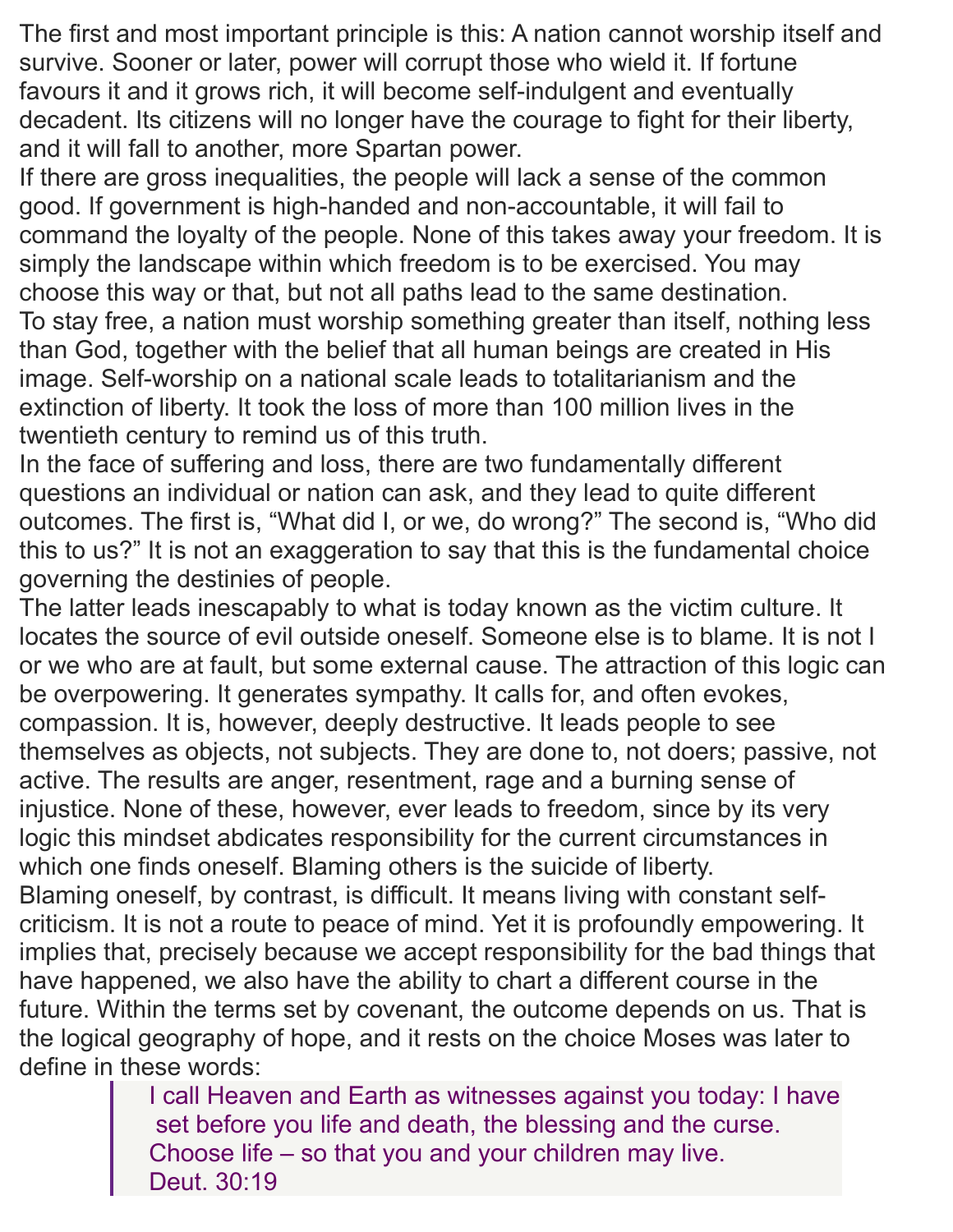The first and most important principle is this: A nation cannot worship itself and survive. Sooner or later, power will corrupt those who wield it. If fortune favours it and it grows rich, it will become self-indulgent and eventually decadent. Its citizens will no longer have the courage to fight for their liberty, and it will fall to another, more Spartan power.

If there are gross inequalities, the people will lack a sense of the common good. If government is high-handed and non-accountable, it will fail to command the loyalty of the people. None of this takes away your freedom. It is simply the landscape within which freedom is to be exercised. You may choose this way or that, but not all paths lead to the same destination.

To stay free, a nation must worship something greater than itself, nothing less than God, together with the belief that all human beings are created in His image. Self-worship on a national scale leads to totalitarianism and the extinction of liberty. It took the loss of more than 100 million lives in the twentieth century to remind us of this truth.

In the face of suffering and loss, there are two fundamentally different questions an individual or nation can ask, and they lead to quite different outcomes. The first is, "What did I, or we, do wrong?" The second is, "Who did this to us?" It is not an exaggeration to say that this is the fundamental choice governing the destinies of people.

The latter leads inescapably to what is today known as the victim culture. It locates the source of evil outside oneself. Someone else is to blame. It is not I or we who are at fault, but some external cause. The attraction of this logic can be overpowering. It generates sympathy. It calls for, and often evokes, compassion. It is, however, deeply destructive. It leads people to see themselves as objects, not subjects. They are done to, not doers; passive, not active. The results are anger, resentment, rage and a burning sense of injustice. None of these, however, ever leads to freedom, since by its very logic this mindset abdicates responsibility for the current circumstances in which one finds oneself. Blaming others is the suicide of liberty.

Blaming oneself, by contrast, is difficult. It means living with constant self-criticism. It is not a route to peace of mind. Yet it is profoundly empowering. It implies that, precisely because we accept responsibility for the bad things that have happened, we also have the ability to chart a different course in the future. Within the terms set by covenant, the outcome depends on us. That is the logical geography of hope, and it rests on the choice Moses was later to define in these words:

> I call Heaven and Earth as witnesses against you today: I have set before you life and death, the blessing and the curse. Choose life – so that you and your children may live.
> Deut. 30:19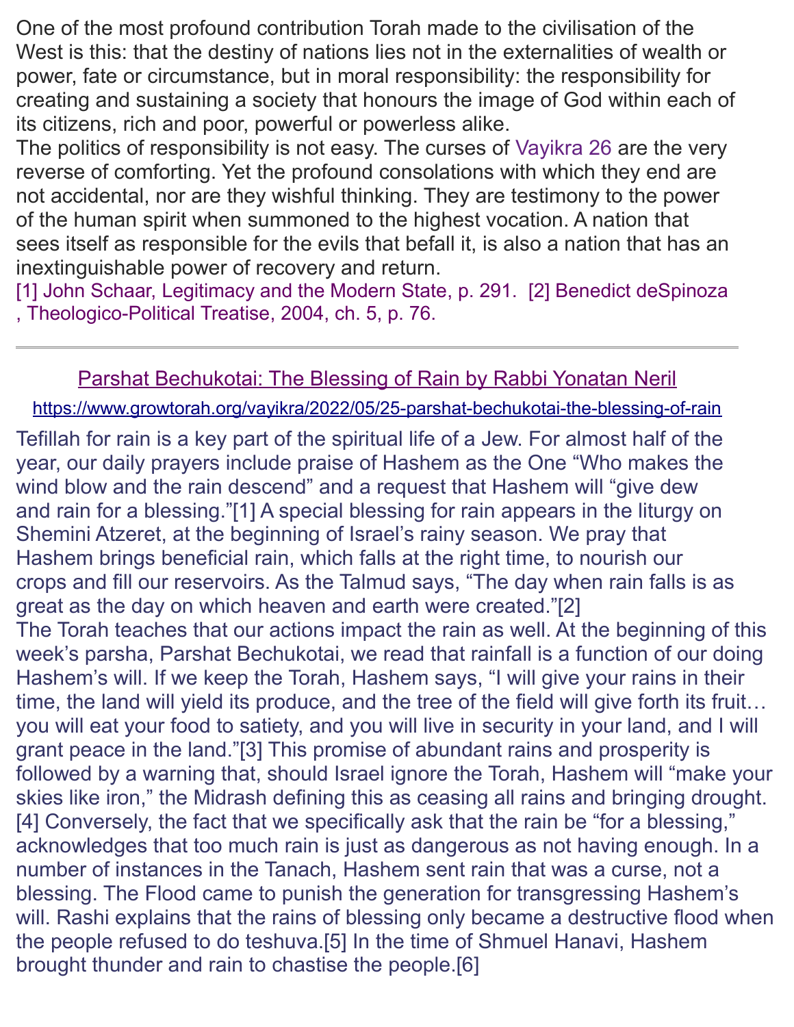One of the most profound contribution Torah made to the civilisation of the West is this: that the destiny of nations lies not in the externalities of wealth or power, fate or circumstance, but in moral responsibility: the responsibility for creating and sustaining a society that honours the image of God within each of its citizens, rich and poor, powerful or powerless alike.

The politics of responsibility is not easy. The curses of Vayikra 26 are the very reverse of comforting. Yet the profound consolations with which they end are not accidental, nor are they wishful thinking. They are testimony to the power of the human spirit when summoned to the highest vocation. A nation that sees itself as responsible for the evils that befall it, is also a nation that has an inextinguishable power of recovery and return.

[1] John Schaar, Legitimacy and the Modern State, p. 291. [2] Benedict deSpinoza, Theologico-Political Treatise, 2004, ch. 5, p. 76.

---

## Parshat Bechukotai: The Blessing of Rain by Rabbi Yonatan Neril

https://www.growtorah.org/vayikra/2022/05/25-parshat-bechukotai-the-blessing-of-rain

Tefillah for rain is a key part of the spiritual life of a Jew. For almost half of the year, our daily prayers include praise of Hashem as the One "Who makes the wind blow and the rain descend" and a request that Hashem will "give dew and rain for a blessing."[1] A special blessing for rain appears in the liturgy on Shemini Atzeret, at the beginning of Israel's rainy season. We pray that Hashem brings beneficial rain, which falls at the right time, to nourish our crops and fill our reservoirs. As the Talmud says, "The day when rain falls is as great as the day on which heaven and earth were created."[2]

The Torah teaches that our actions impact the rain as well. At the beginning of this week's parsha, Parshat Bechukotai, we read that rainfall is a function of our doing Hashem's will. If we keep the Torah, Hashem says, "I will give your rains in their time, the land will yield its produce, and the tree of the field will give forth its fruit… you will eat your food to satiety, and you will live in security in your land, and I will grant peace in the land."[3] This promise of abundant rains and prosperity is followed by a warning that, should Israel ignore the Torah, Hashem will "make your skies like iron," the Midrash defining this as ceasing all rains and bringing drought.[4] Conversely, the fact that we specifically ask that the rain be "for a blessing," acknowledges that too much rain is just as dangerous as not having enough. In a number of instances in the Tanach, Hashem sent rain that was a curse, not a blessing. The Flood came to punish the generation for transgressing Hashem's will. Rashi explains that the rains of blessing only became a destructive flood when the people refused to do teshuva.[5] In the time of Shmuel Hanavi, Hashem brought thunder and rain to chastise the people.[6]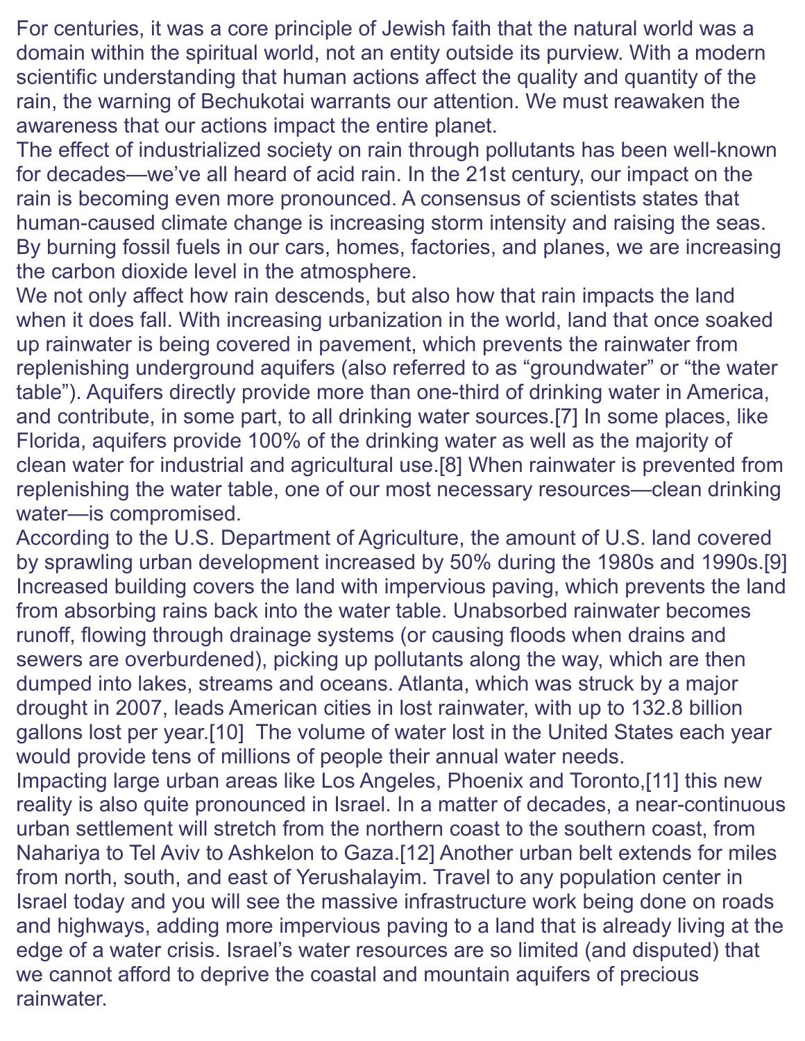For centuries, it was a core principle of Jewish faith that the natural world was a domain within the spiritual world, not an entity outside its purview. With a modern scientific understanding that human actions affect the quality and quantity of the rain, the warning of Bechukotai warrants our attention. We must reawaken the awareness that our actions impact the entire planet.

The effect of industrialized society on rain through pollutants has been well-known for decades—we've all heard of acid rain. In the 21st century, our impact on the rain is becoming even more pronounced. A consensus of scientists states that human-caused climate change is increasing storm intensity and raising the seas. By burning fossil fuels in our cars, homes, factories, and planes, we are increasing the carbon dioxide level in the atmosphere.

We not only affect how rain descends, but also how that rain impacts the land when it does fall. With increasing urbanization in the world, land that once soaked up rainwater is being covered in pavement, which prevents the rainwater from replenishing underground aquifers (also referred to as "groundwater" or "the water table"). Aquifers directly provide more than one-third of drinking water in America, and contribute, in some part, to all drinking water sources.[7] In some places, like Florida, aquifers provide 100% of the drinking water as well as the majority of clean water for industrial and agricultural use.[8] When rainwater is prevented from replenishing the water table, one of our most necessary resources—clean drinking water—is compromised.

According to the U.S. Department of Agriculture, the amount of U.S. land covered by sprawling urban development increased by 50% during the 1980s and 1990s.[9] Increased building covers the land with impervious paving, which prevents the land from absorbing rains back into the water table. Unabsorbed rainwater becomes runoff, flowing through drainage systems (or causing floods when drains and sewers are overburdened), picking up pollutants along the way, which are then dumped into lakes, streams and oceans. Atlanta, which was struck by a major drought in 2007, leads American cities in lost rainwater, with up to 132.8 billion gallons lost per year.[10] The volume of water lost in the United States each year would provide tens of millions of people their annual water needs.

Impacting large urban areas like Los Angeles, Phoenix and Toronto,[11] this new reality is also quite pronounced in Israel. In a matter of decades, a near-continuous urban settlement will stretch from the northern coast to the southern coast, from Nahariya to Tel Aviv to Ashkelon to Gaza.[12] Another urban belt extends for miles from north, south, and east of Yerushalayim. Travel to any population center in Israel today and you will see the massive infrastructure work being done on roads and highways, adding more impervious paving to a land that is already living at the edge of a water crisis. Israel's water resources are so limited (and disputed) that we cannot afford to deprive the coastal and mountain aquifers of precious rainwater.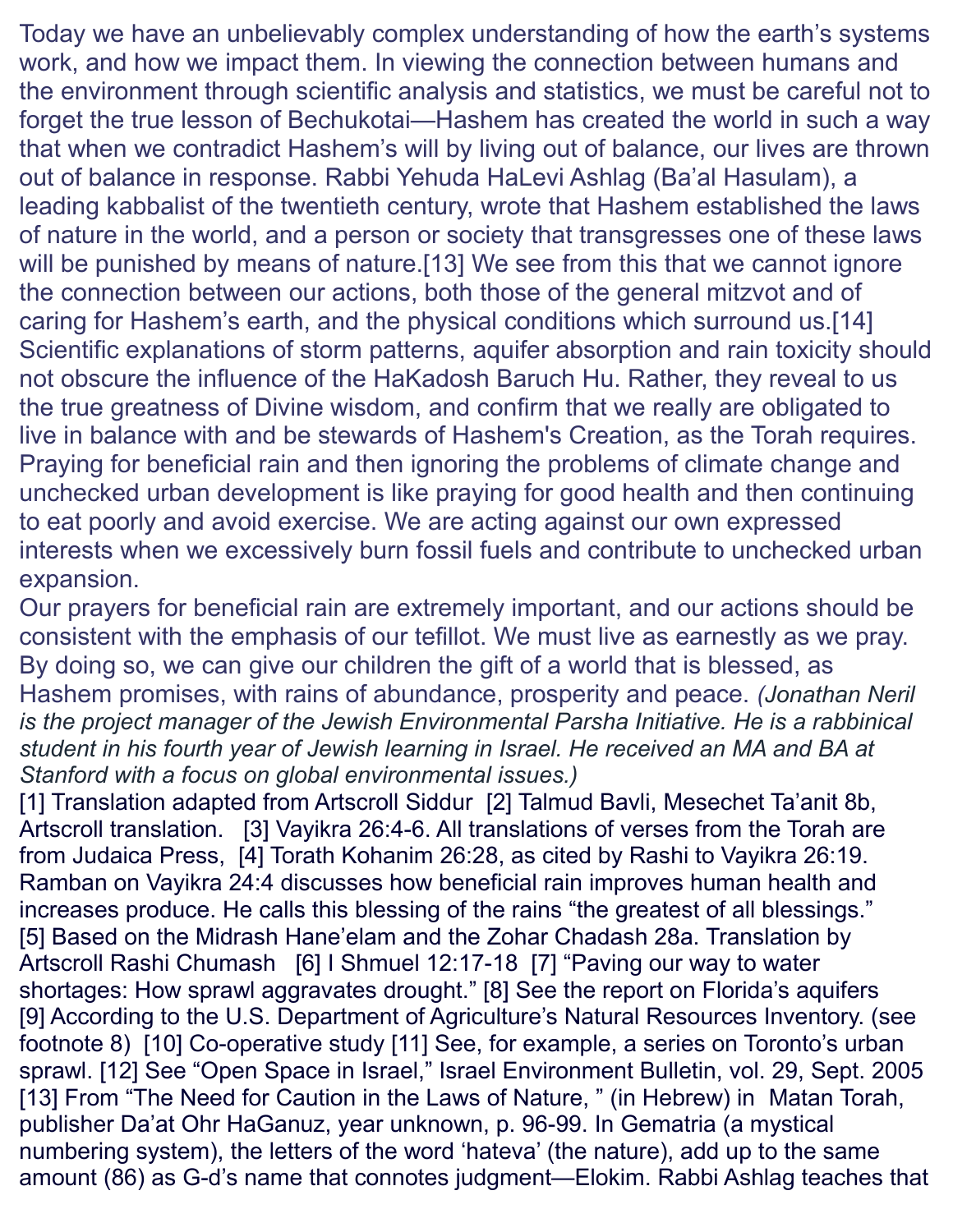Today we have an unbelievably complex understanding of how the earth's systems work, and how we impact them. In viewing the connection between humans and the environment through scientific analysis and statistics, we must be careful not to forget the true lesson of Bechukotai—Hashem has created the world in such a way that when we contradict Hashem's will by living out of balance, our lives are thrown out of balance in response. Rabbi Yehuda HaLevi Ashlag (Ba'al Hasulam), a leading kabbalist of the twentieth century, wrote that Hashem established the laws of nature in the world, and a person or society that transgresses one of these laws will be punished by means of nature.[13] We see from this that we cannot ignore the connection between our actions, both those of the general mitzvot and of caring for Hashem's earth, and the physical conditions which surround us.[14] Scientific explanations of storm patterns, aquifer absorption and rain toxicity should not obscure the influence of the HaKadosh Baruch Hu. Rather, they reveal to us the true greatness of Divine wisdom, and confirm that we really are obligated to live in balance with and be stewards of Hashem's Creation, as the Torah requires. Praying for beneficial rain and then ignoring the problems of climate change and unchecked urban development is like praying for good health and then continuing to eat poorly and avoid exercise. We are acting against our own expressed interests when we excessively burn fossil fuels and contribute to unchecked urban expansion.

Our prayers for beneficial rain are extremely important, and our actions should be consistent with the emphasis of our tefillot. We must live as earnestly as we pray. By doing so, we can give our children the gift of a world that is blessed, as Hashem promises, with rains of abundance, prosperity and peace. *(Jonathan Neril is the project manager of the Jewish Environmental Parsha Initiative. He is a rabbinical student in his fourth year of Jewish learning in Israel. He received an MA and BA at Stanford with a focus on global environmental issues.)*

[1] Translation adapted from Artscroll Siddur [2] Talmud Bavli, Mesechet Ta'anit 8b, Artscroll translation. [3] Vayikra 26:4-6. All translations of verses from the Torah are from Judaica Press, [4] Torath Kohanim 26:28, as cited by Rashi to Vayikra 26:19. Ramban on Vayikra 24:4 discusses how beneficial rain improves human health and increases produce. He calls this blessing of the rains "the greatest of all blessings." [5] Based on the Midrash Hane'elam and the Zohar Chadash 28a. Translation by Artscroll Rashi Chumash [6] I Shmuel 12:17-18 [7] "Paving our way to water shortages: How sprawl aggravates drought." [8] See the report on Florida's aquifers [9] According to the U.S. Department of Agriculture's Natural Resources Inventory. (see footnote 8) [10] Co-operative study [11] See, for example, a series on Toronto's urban sprawl. [12] See "Open Space in Israel," Israel Environment Bulletin, vol. 29, Sept. 2005 [13] From "The Need for Caution in the Laws of Nature, " (in Hebrew) in Matan Torah, publisher Da'at Ohr HaGanuz, year unknown, p. 96-99. In Gematria (a mystical numbering system), the letters of the word 'hateva' (the nature), add up to the same amount (86) as G-d's name that connotes judgment—Elokim. Rabbi Ashlag teaches that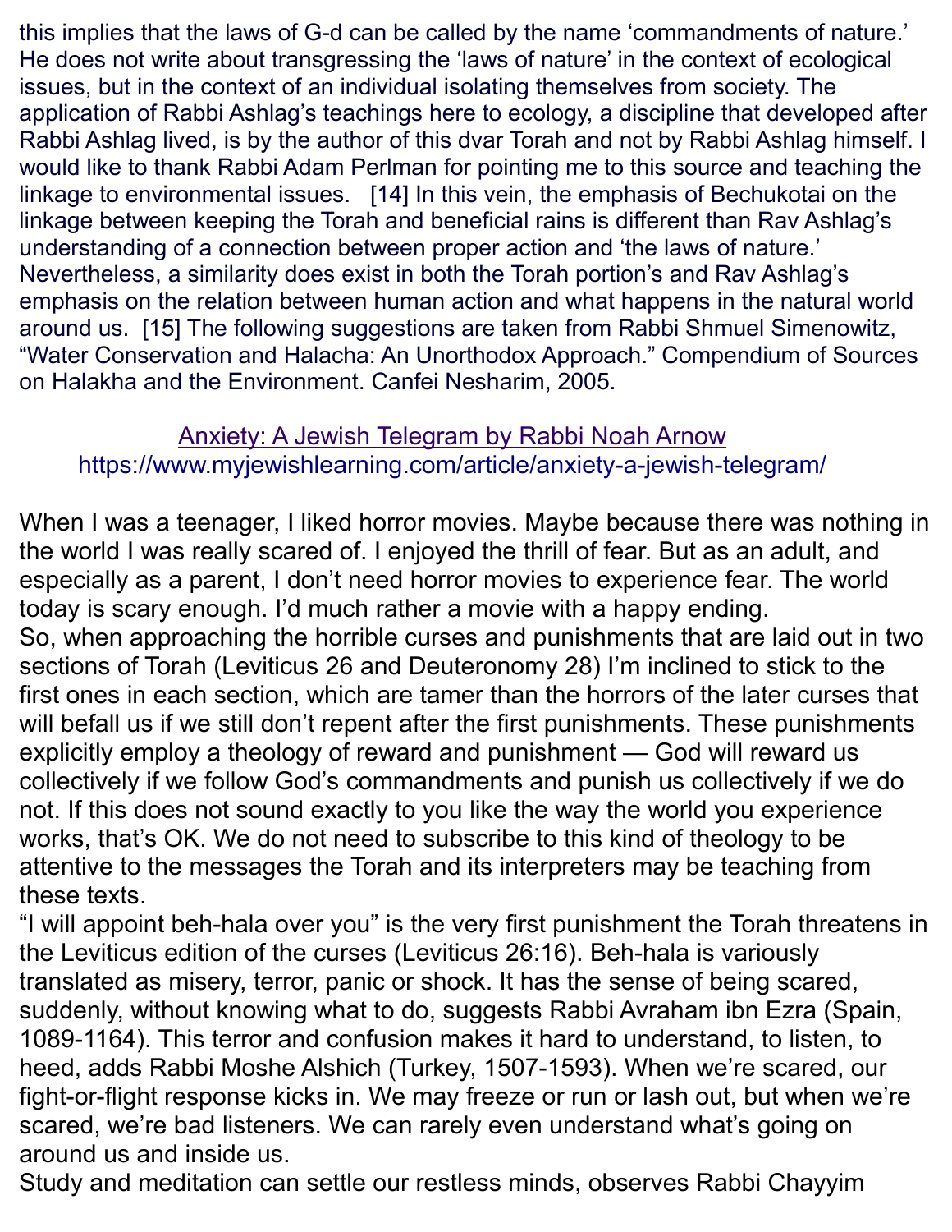this implies that the laws of G-d can be called by the name 'commandments of nature.' He does not write about transgressing the 'laws of nature' in the context of ecological issues, but in the context of an individual isolating themselves from society. The application of Rabbi Ashlag's teachings here to ecology, a discipline that developed after Rabbi Ashlag lived, is by the author of this dvar Torah and not by Rabbi Ashlag himself. I would like to thank Rabbi Adam Perlman for pointing me to this source and teaching the linkage to environmental issues. [14] In this vein, the emphasis of Bechukotai on the linkage between keeping the Torah and beneficial rains is different than Rav Ashlag's understanding of a connection between proper action and 'the laws of nature.' Nevertheless, a similarity does exist in both the Torah portion's and Rav Ashlag's emphasis on the relation between human action and what happens in the natural world around us. [15] The following suggestions are taken from Rabbi Shmuel Simenowitz, "Water Conservation and Halacha: An Unorthodox Approach." Compendium of Sources on Halakha and the Environment. Canfei Nesharim, 2005.

[Anxiety: A Jewish Telegram by Rabbi Noah Arnow](https://www.myjewishlearning.com/article/anxiety-a-jewish-telegram/)
https://www.myjewishlearning.com/article/anxiety-a-jewish-telegram/

When I was a teenager, I liked horror movies. Maybe because there was nothing in the world I was really scared of. I enjoyed the thrill of fear. But as an adult, and especially as a parent, I don't need horror movies to experience fear. The world today is scary enough. I'd much rather a movie with a happy ending.

So, when approaching the horrible curses and punishments that are laid out in two sections of Torah (Leviticus 26 and Deuteronomy 28) I'm inclined to stick to the first ones in each section, which are tamer than the horrors of the later curses that will befall us if we still don't repent after the first punishments. These punishments explicitly employ a theology of reward and punishment — God will reward us collectively if we follow God's commandments and punish us collectively if we do not. If this does not sound exactly to you like the way the world you experience works, that's OK. We do not need to subscribe to this kind of theology to be attentive to the messages the Torah and its interpreters may be teaching from these texts.

"I will appoint beh-hala over you" is the very first punishment the Torah threatens in the Leviticus edition of the curses (Leviticus 26:16). Beh-hala is variously translated as misery, terror, panic or shock. It has the sense of being scared, suddenly, without knowing what to do, suggests Rabbi Avraham ibn Ezra (Spain, 1089-1164). This terror and confusion makes it hard to understand, to listen, to heed, adds Rabbi Moshe Alshich (Turkey, 1507-1593). When we're scared, our fight-or-flight response kicks in. We may freeze or run or lash out, but when we're scared, we're bad listeners. We can rarely even understand what's going on around us and inside us.

Study and meditation can settle our restless minds, observes Rabbi Chayyim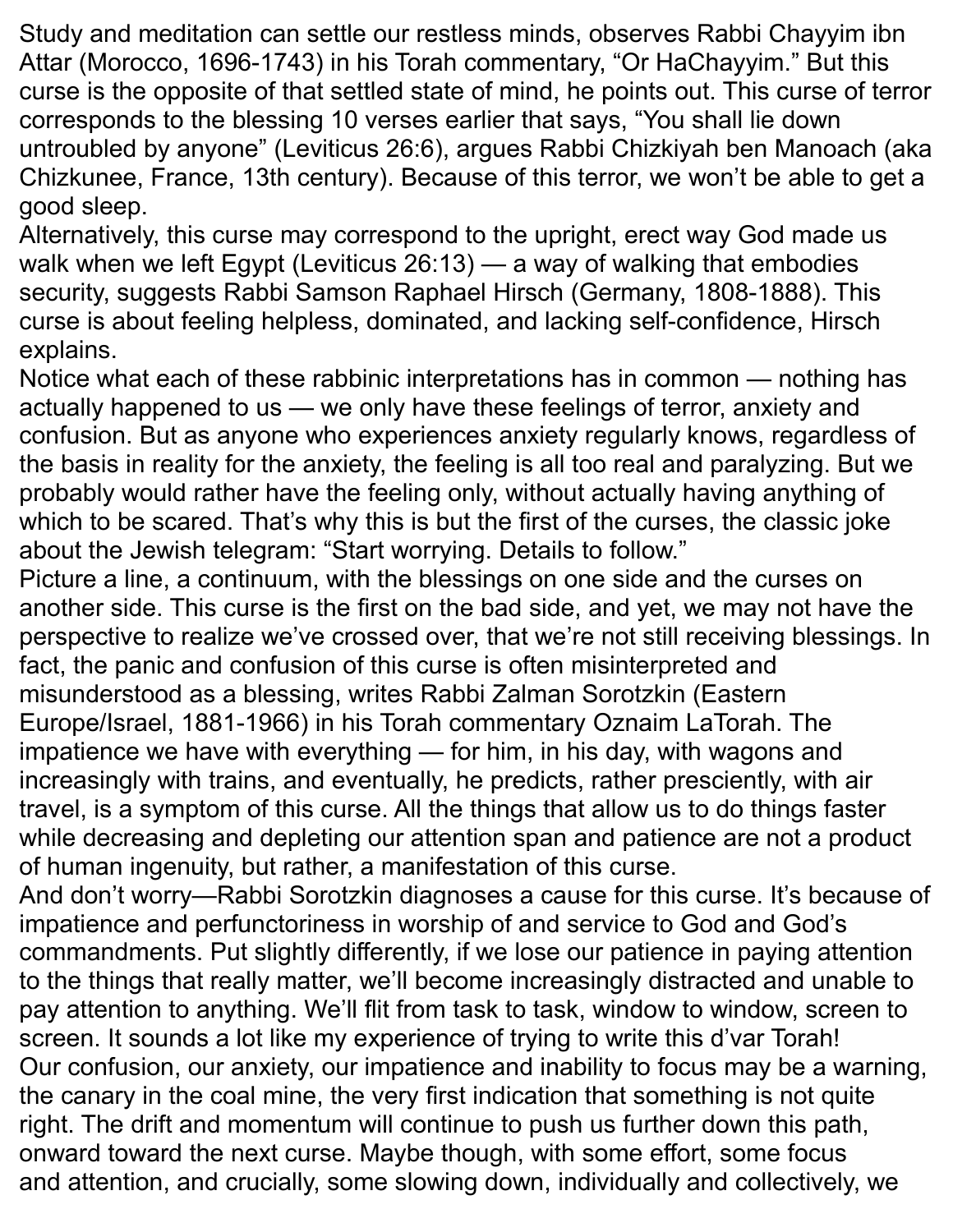Study and meditation can settle our restless minds, observes Rabbi Chayyim ibn Attar (Morocco, 1696-1743) in his Torah commentary, "Or HaChayyim." But this curse is the opposite of that settled state of mind, he points out. This curse of terror corresponds to the blessing 10 verses earlier that says, "You shall lie down untroubled by anyone" (Leviticus 26:6), argues Rabbi Chizkiyah ben Manoach (aka Chizkunee, France, 13th century). Because of this terror, we won't be able to get a good sleep.

Alternatively, this curse may correspond to the upright, erect way God made us walk when we left Egypt (Leviticus 26:13) — a way of walking that embodies security, suggests Rabbi Samson Raphael Hirsch (Germany, 1808-1888). This curse is about feeling helpless, dominated, and lacking self-confidence, Hirsch explains.

Notice what each of these rabbinic interpretations has in common — nothing has actually happened to us — we only have these feelings of terror, anxiety and confusion. But as anyone who experiences anxiety regularly knows, regardless of the basis in reality for the anxiety, the feeling is all too real and paralyzing. But we probably would rather have the feeling only, without actually having anything of which to be scared. That's why this is but the first of the curses, the classic joke about the Jewish telegram: "Start worrying. Details to follow."

Picture a line, a continuum, with the blessings on one side and the curses on another side. This curse is the first on the bad side, and yet, we may not have the perspective to realize we've crossed over, that we're not still receiving blessings. In fact, the panic and confusion of this curse is often misinterpreted and misunderstood as a blessing, writes Rabbi Zalman Sorotzkin (Eastern Europe/Israel, 1881-1966) in his Torah commentary Oznaim LaTorah. The impatience we have with everything — for him, in his day, with wagons and increasingly with trains, and eventually, he predicts, rather presciently, with air travel, is a symptom of this curse. All the things that allow us to do things faster while decreasing and depleting our attention span and patience are not a product of human ingenuity, but rather, a manifestation of this curse.

And don't worry—Rabbi Sorotzkin diagnoses a cause for this curse. It's because of impatience and perfunctoriness in worship of and service to God and God's commandments. Put slightly differently, if we lose our patience in paying attention to the things that really matter, we'll become increasingly distracted and unable to pay attention to anything. We'll flit from task to task, window to window, screen to screen. It sounds a lot like my experience of trying to write this d'var Torah!

Our confusion, our anxiety, our impatience and inability to focus may be a warning, the canary in the coal mine, the very first indication that something is not quite right. The drift and momentum will continue to push us further down this path, onward toward the next curse. Maybe though, with some effort, some focus and attention, and crucially, some slowing down, individually and collectively, we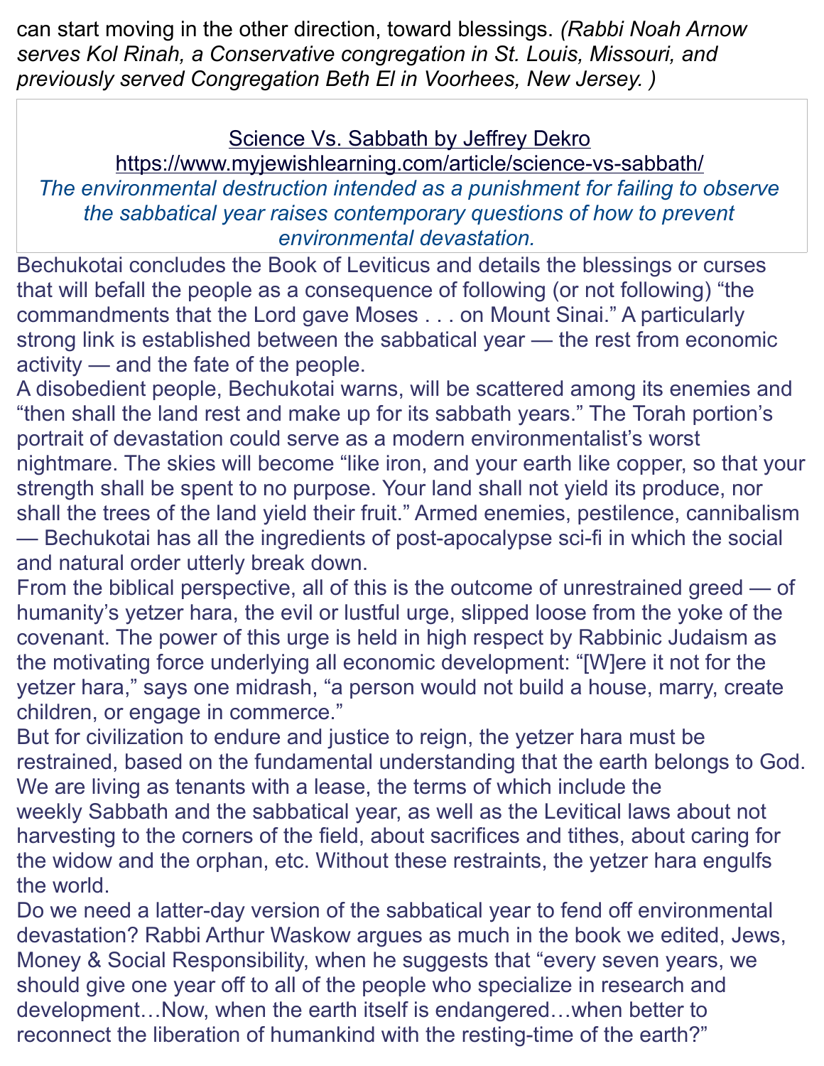can start moving in the other direction, toward blessings. *(Rabbi Noah Arnow serves Kol Rinah, a Conservative congregation in St. Louis, Missouri, and previously served Congregation Beth El in Voorhees, New Jersey. )*

## Science Vs. Sabbath by Jeffrey Dekro

https://www.myjewishlearning.com/article/science-vs-sabbath/

*The environmental destruction intended as a punishment for failing to observe the sabbatical year raises contemporary questions of how to prevent environmental devastation.*

Bechukotai concludes the Book of Leviticus and details the blessings or curses that will befall the people as a consequence of following (or not following) "the commandments that the Lord gave Moses . . . on Mount Sinai." A particularly strong link is established between the sabbatical year — the rest from economic activity — and the fate of the people.

A disobedient people, Bechukotai warns, will be scattered among its enemies and "then shall the land rest and make up for its sabbath years." The Torah portion's portrait of devastation could serve as a modern environmentalist's worst nightmare. The skies will become "like iron, and your earth like copper, so that your strength shall be spent to no purpose. Your land shall not yield its produce, nor shall the trees of the land yield their fruit." Armed enemies, pestilence, cannibalism — Bechukotai has all the ingredients of post-apocalypse sci-fi in which the social and natural order utterly break down.

From the biblical perspective, all of this is the outcome of unrestrained greed — of humanity's yetzer hara, the evil or lustful urge, slipped loose from the yoke of the covenant. The power of this urge is held in high respect by Rabbinic Judaism as the motivating force underlying all economic development: "[W]ere it not for the yetzer hara," says one midrash, "a person would not build a house, marry, create children, or engage in commerce."

But for civilization to endure and justice to reign, the yetzer hara must be restrained, based on the fundamental understanding that the earth belongs to God. We are living as tenants with a lease, the terms of which include the weekly Sabbath and the sabbatical year, as well as the Levitical laws about not harvesting to the corners of the field, about sacrifices and tithes, about caring for the widow and the orphan, etc. Without these restraints, the yetzer hara engulfs the world.

Do we need a latter-day version of the sabbatical year to fend off environmental devastation? Rabbi Arthur Waskow argues as much in the book we edited, Jews, Money & Social Responsibility, when he suggests that "every seven years, we should give one year off to all of the people who specialize in research and development…Now, when the earth itself is endangered…when better to reconnect the liberation of humankind with the resting-time of the earth?"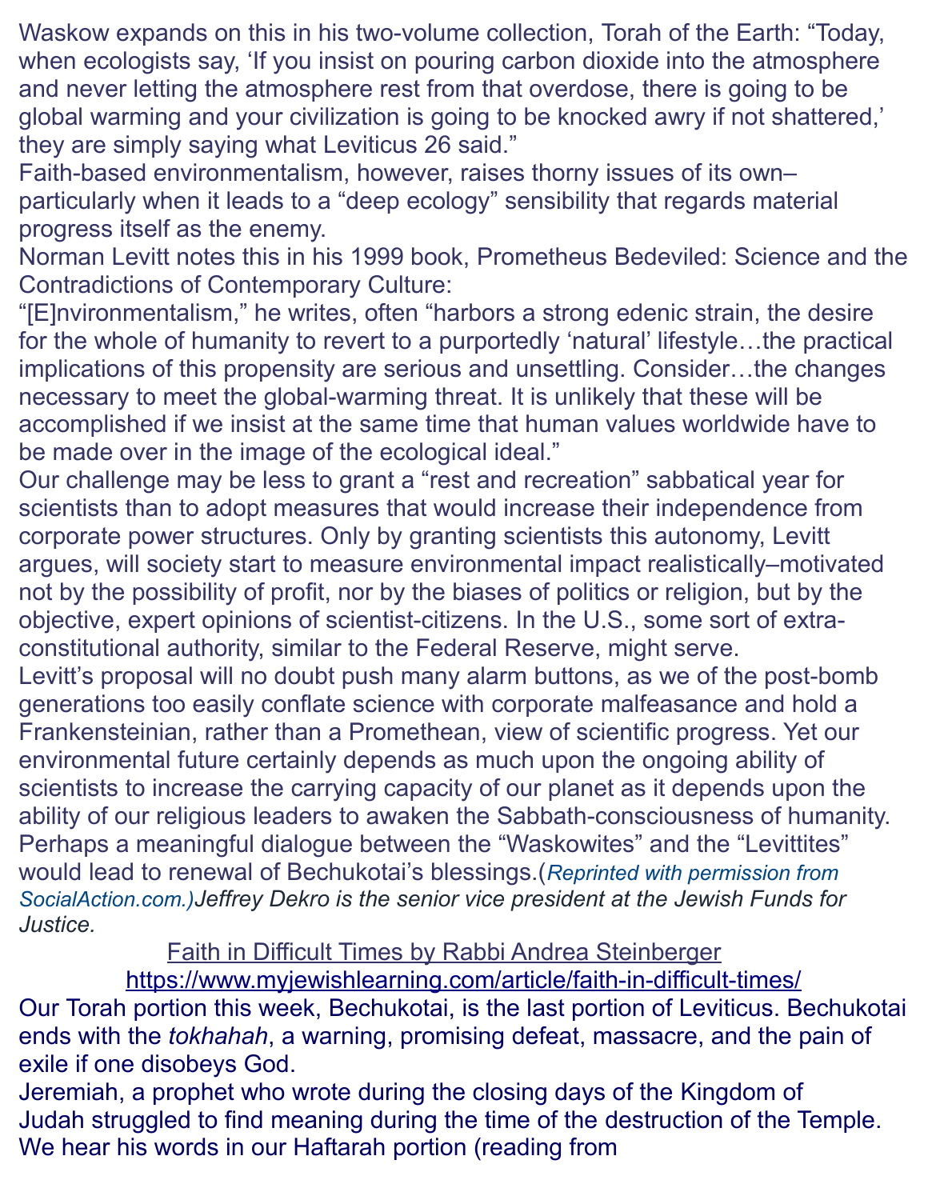Waskow expands on this in his two-volume collection, Torah of the Earth: “Today, when ecologists say, ‘If you insist on pouring carbon dioxide into the atmosphere and never letting the atmosphere rest from that overdose, there is going to be global warming and your civilization is going to be knocked awry if not shattered,’ they are simply saying what Leviticus 26 said.”

Faith-based environmentalism, however, raises thorny issues of its own–particularly when it leads to a “deep ecology” sensibility that regards material progress itself as the enemy.

Norman Levitt notes this in his 1999 book, Prometheus Bedeviled: Science and the Contradictions of Contemporary Culture:

“[E]nvironmentalism,” he writes, often “harbors a strong edenic strain, the desire for the whole of humanity to revert to a purportedly ‘natural’ lifestyle…the practical implications of this propensity are serious and unsettling. Consider…the changes necessary to meet the global-warming threat. It is unlikely that these will be accomplished if we insist at the same time that human values worldwide have to be made over in the image of the ecological ideal.”

Our challenge may be less to grant a “rest and recreation” sabbatical year for scientists than to adopt measures that would increase their independence from corporate power structures. Only by granting scientists this autonomy, Levitt argues, will society start to measure environmental impact realistically–motivated not by the possibility of profit, nor by the biases of politics or religion, but by the objective, expert opinions of scientist-citizens. In the U.S., some sort of extra-constitutional authority, similar to the Federal Reserve, might serve.

Levitt’s proposal will no doubt push many alarm buttons, as we of the post-bomb generations too easily conflate science with corporate malfeasance and hold a Frankensteinian, rather than a Promethean, view of scientific progress. Yet our environmental future certainly depends as much upon the ongoing ability of scientists to increase the carrying capacity of our planet as it depends upon the ability of our religious leaders to awaken the Sabbath-consciousness of humanity. Perhaps a meaningful dialogue between the “Waskowites” and the “Levittites” would lead to renewal of Bechukotai’s blessings.(*Reprinted with permission from SocialAction.com.*)*Jeffrey Dekro is the senior vice president at the Jewish Funds for Justice.*

Faith in Difficult Times by Rabbi Andrea Steinberger
https://www.myjewishlearning.com/article/faith-in-difficult-times/

Our Torah portion this week, Bechukotai, is the last portion of Leviticus. Bechukotai ends with the *tokhahah*, a warning, promising defeat, massacre, and the pain of exile if one disobeys God.

Jeremiah, a prophet who wrote during the closing days of the Kingdom of Judah struggled to find meaning during the time of the destruction of the Temple. We hear his words in our Haftarah portion (reading from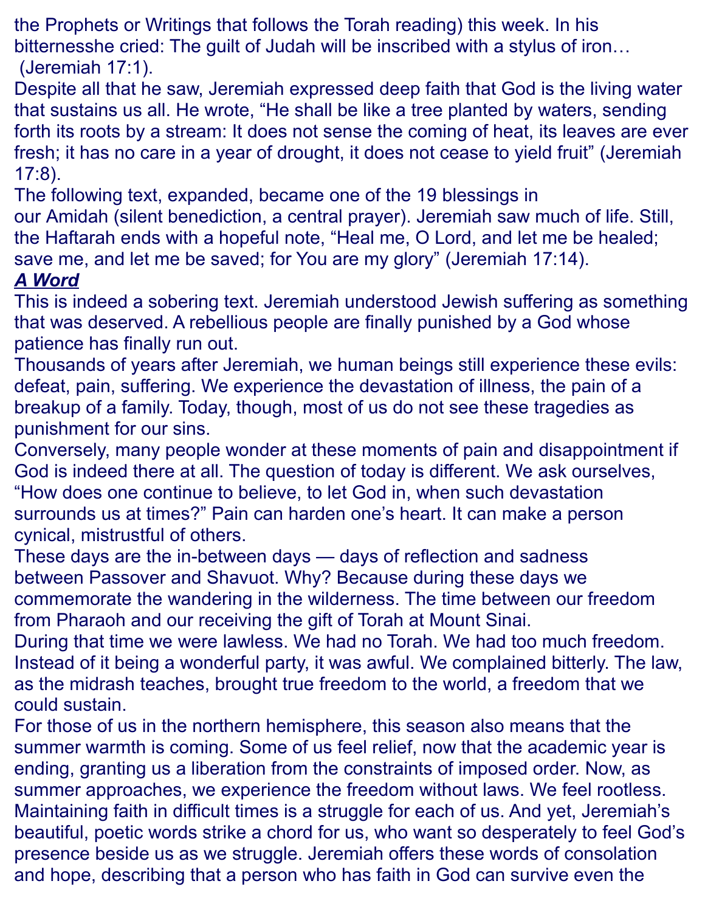the Prophets or Writings that follows the Torah reading) this week. In his bitternesshe cried: The guilt of Judah will be inscribed with a stylus of iron… (Jeremiah 17:1).

Despite all that he saw, Jeremiah expressed deep faith that God is the living water that sustains us all. He wrote, “He shall be like a tree planted by waters, sending forth its roots by a stream: It does not sense the coming of heat, its leaves are ever fresh; it has no care in a year of drought, it does not cease to yield fruit” (Jeremiah 17:8).

The following text, expanded, became one of the 19 blessings in our Amidah (silent benediction, a central prayer). Jeremiah saw much of life. Still, the Haftarah ends with a hopeful note, “Heal me, O Lord, and let me be healed; save me, and let me be saved; for You are my glory” (Jeremiah 17:14).

***A Word***

This is indeed a sobering text. Jeremiah understood Jewish suffering as something that was deserved. A rebellious people are finally punished by a God whose patience has finally run out.

Thousands of years after Jeremiah, we human beings still experience these evils: defeat, pain, suffering. We experience the devastation of illness, the pain of a breakup of a family. Today, though, most of us do not see these tragedies as punishment for our sins.

Conversely, many people wonder at these moments of pain and disappointment if God is indeed there at all. The question of today is different. We ask ourselves, “How does one continue to believe, to let God in, when such devastation surrounds us at times?” Pain can harden one’s heart. It can make a person cynical, mistrustful of others.

These days are the in-between days — days of reflection and sadness between Passover and Shavuot. Why? Because during these days we commemorate the wandering in the wilderness. The time between our freedom from Pharaoh and our receiving the gift of Torah at Mount Sinai.

During that time we were lawless. We had no Torah. We had too much freedom. Instead of it being a wonderful party, it was awful. We complained bitterly. The law, as the midrash teaches, brought true freedom to the world, a freedom that we could sustain.

For those of us in the northern hemisphere, this season also means that the summer warmth is coming. Some of us feel relief, now that the academic year is ending, granting us a liberation from the constraints of imposed order. Now, as summer approaches, we experience the freedom without laws. We feel rootless.

Maintaining faith in difficult times is a struggle for each of us. And yet, Jeremiah’s beautiful, poetic words strike a chord for us, who want so desperately to feel God’s presence beside us as we struggle. Jeremiah offers these words of consolation and hope, describing that a person who has faith in God can survive even the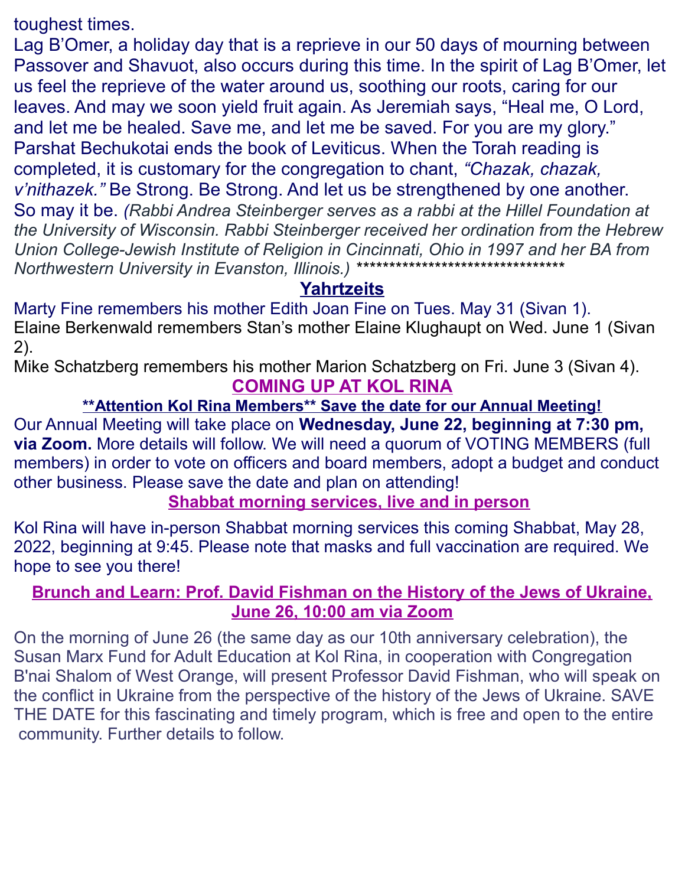toughest times.

Lag B'Omer, a holiday day that is a reprieve in our 50 days of mourning between Passover and Shavuot, also occurs during this time. In the spirit of Lag B'Omer, let us feel the reprieve of the water around us, soothing our roots, caring for our leaves. And may we soon yield fruit again. As Jeremiah says, "Heal me, O Lord, and let me be healed. Save me, and let me be saved. For you are my glory."

Parshat Bechukotai ends the book of Leviticus. When the Torah reading is completed, it is customary for the congregation to chant, *"Chazak, chazak, v'nithazek."* Be Strong. Be Strong. And let us be strengthened by one another.

So may it be. *(Rabbi Andrea Steinberger serves as a rabbi at the Hillel Foundation at the University of Wisconsin. Rabbi Steinberger received her ordination from the Hebrew Union College-Jewish Institute of Religion in Cincinnati, Ohio in 1997 and her BA from Northwestern University in Evanston, Illinois.)* ********************************

## Yahrtzeits

Marty Fine remembers his mother Edith Joan Fine on Tues. May 31 (Sivan 1).

Elaine Berkenwald remembers Stan's mother Elaine Klughaupt on Wed. June 1 (Sivan 2).

Mike Schatzberg remembers his mother Marion Schatzberg on Fri. June 3 (Sivan 4).

## COMING UP AT KOL RINA

### **Attention Kol Rina Members** Save the date for our Annual Meeting!

Our Annual Meeting will take place on **Wednesday, June 22, beginning at 7:30 pm, via Zoom.** More details will follow. We will need a quorum of VOTING MEMBERS (full members) in order to vote on officers and board members, adopt a budget and conduct other business. Please save the date and plan on attending!

### Shabbat morning services, live and in person

Kol Rina will have in-person Shabbat morning services this coming Shabbat, May 28, 2022, beginning at 9:45. Please note that masks and full vaccination are required. We hope to see you there!

### Brunch and Learn: Prof. David Fishman on the History of the Jews of Ukraine, June 26, 10:00 am via Zoom

On the morning of June 26 (the same day as our 10th anniversary celebration), the Susan Marx Fund for Adult Education at Kol Rina, in cooperation with Congregation B'nai Shalom of West Orange, will present Professor David Fishman, who will speak on the conflict in Ukraine from the perspective of the history of the Jews of Ukraine. SAVE THE DATE for this fascinating and timely program, which is free and open to the entire community. Further details to follow.